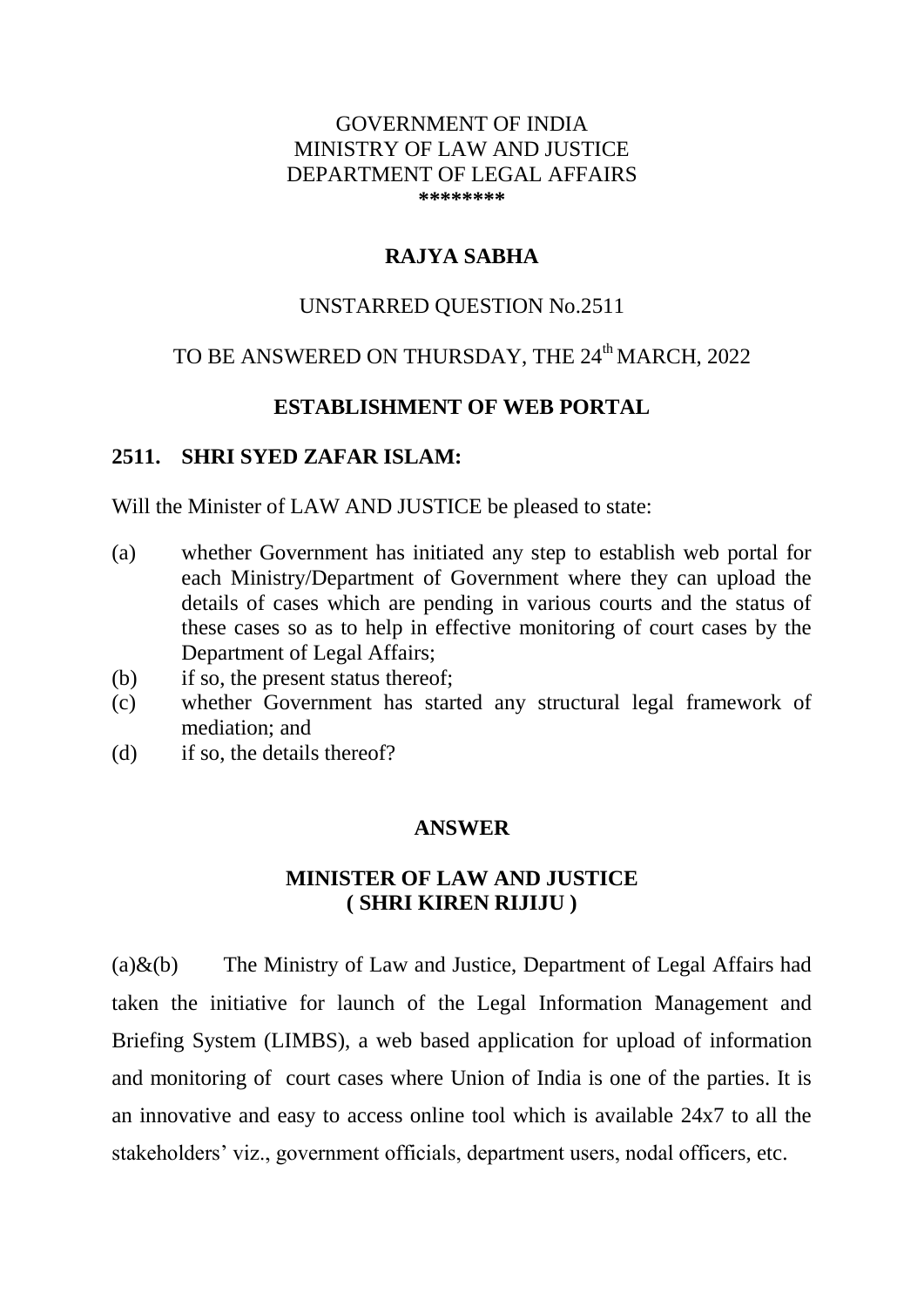GOVERNMENT OF INDIA
MINISTRY OF LAW AND JUSTICE
DEPARTMENT OF LEGAL AFFAIRS
********

**RAJYA SABHA**

UNSTARRED QUESTION No.2511

TO BE ANSWERED ON THURSDAY, THE 24th MARCH, 2022

**ESTABLISHMENT OF WEB PORTAL**

**2511. SHRI SYED ZAFAR ISLAM:**

Will the Minister of LAW AND JUSTICE be pleased to state:

(a) whether Government has initiated any step to establish web portal for each Ministry/Department of Government where they can upload the details of cases which are pending in various courts and the status of these cases so as to help in effective monitoring of court cases by the Department of Legal Affairs;
(b) if so, the present status thereof;
(c) whether Government has started any structural legal framework of mediation; and
(d) if so, the details thereof?

**ANSWER**

**MINISTER OF LAW AND JUSTICE**
**( SHRI KIREN RIJIJU )**

(a)&(b) The Ministry of Law and Justice, Department of Legal Affairs had taken the initiative for launch of the Legal Information Management and Briefing System (LIMBS), a web based application for upload of information and monitoring of court cases where Union of India is one of the parties. It is an innovative and easy to access online tool which is available 24x7 to all the stakeholders' viz., government officials, department users, nodal officers, etc.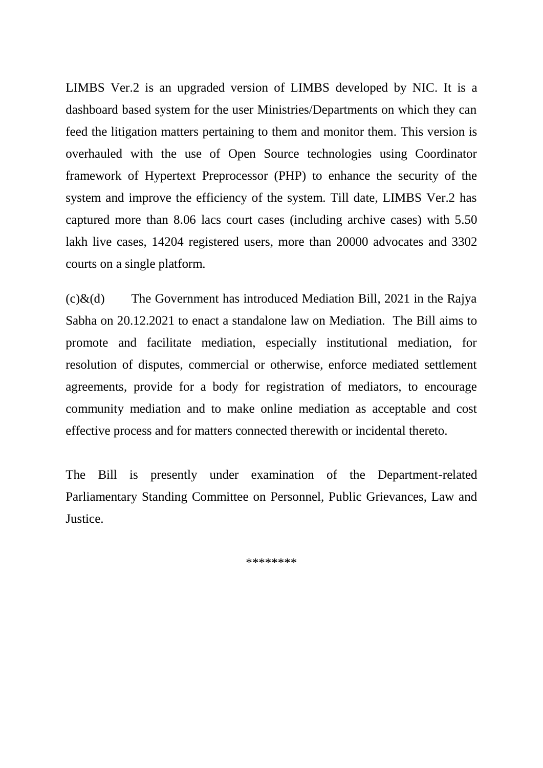LIMBS Ver.2 is an upgraded version of LIMBS developed by NIC. It is a dashboard based system for the user Ministries/Departments on which they can feed the litigation matters pertaining to them and monitor them. This version is overhauled with the use of Open Source technologies using Coordinator framework of Hypertext Preprocessor (PHP) to enhance the security of the system and improve the efficiency of the system. Till date, LIMBS Ver.2 has captured more than 8.06 lacs court cases (including archive cases) with 5.50 lakh live cases, 14204 registered users, more than 20000 advocates and 3302 courts on a single platform.

(c)&(d) The Government has introduced Mediation Bill, 2021 in the Rajya Sabha on 20.12.2021 to enact a standalone law on Mediation. The Bill aims to promote and facilitate mediation, especially institutional mediation, for resolution of disputes, commercial or otherwise, enforce mediated settlement agreements, provide for a body for registration of mediators, to encourage community mediation and to make online mediation as acceptable and cost effective process and for matters connected therewith or incidental thereto.

The Bill is presently under examination of the Department-related Parliamentary Standing Committee on Personnel, Public Grievances, Law and Justice.

********